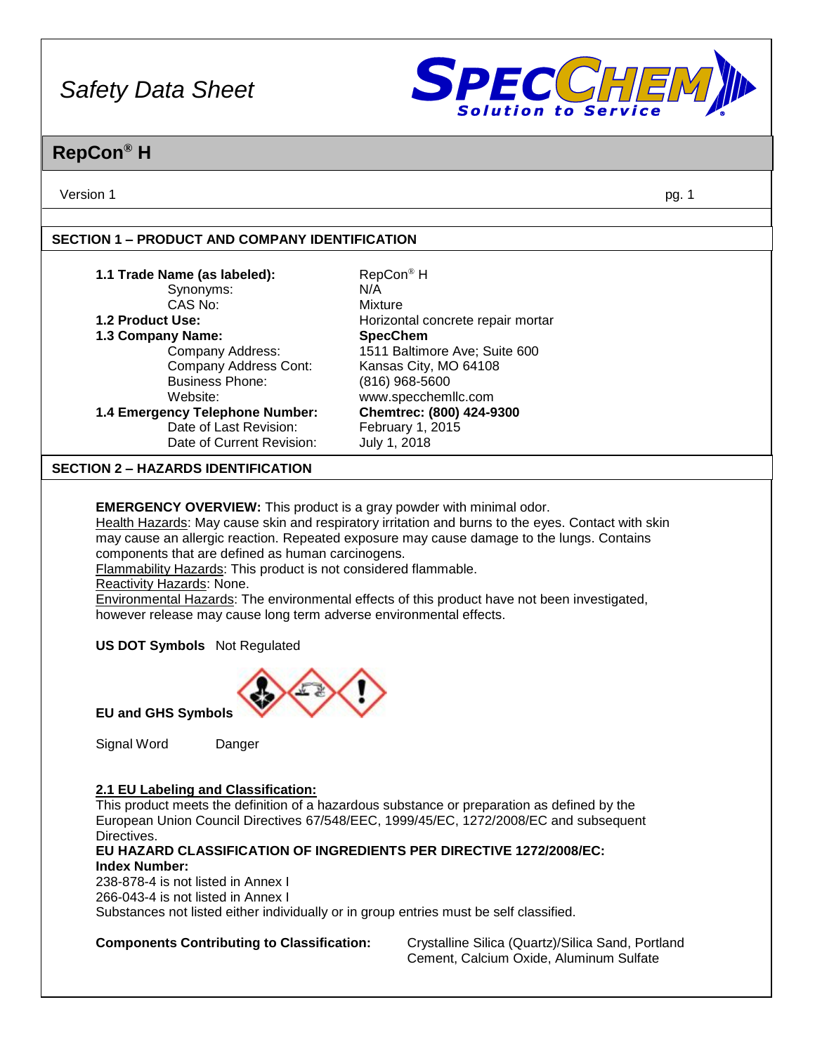# Safety Data Sheet

**SPECCHEM** *Solution to Service*

## RepCon® H

Version 1

### SECTION 1 – PRODUCT AND COMPANY IDENTIFICATION

| | |
|---|---|
| **1.1 Trade Name (as labeled):** | RepCon® H |
| Synonyms: | N/A |
| CAS No: | Mixture |
| **1.2 Product Use:** | Horizontal concrete repair mortar |
| **1.3 Company Name:** | **SpecChem** |
| Company Address: | 1511 Baltimore Ave; Suite 600 |
| Company Address Cont: | Kansas City, MO 64108 |
| Business Phone: | (816) 968-5600 |
| Website: | www.specchemllc.com |
| **1.4 Emergency Telephone Number:** | **Chemtrec: (800) 424-9300** |
| Date of Last Revision: | February 1, 2015 |
| Date of Current Revision: | July 1, 2018 |

### SECTION 2 – HAZARDS IDENTIFICATION

**EMERGENCY OVERVIEW:** This product is a gray powder with minimal odor.
Health Hazards: May cause skin and respiratory irritation and burns to the eyes. Contact with skin may cause an allergic reaction. Repeated exposure may cause damage to the lungs. Contains components that are defined as human carcinogens.
Flammability Hazards: This product is not considered flammable.
Reactivity Hazards: None.
Environmental Hazards: The environmental effects of this product have not been investigated, however release may cause long term adverse environmental effects.

**US DOT Symbols** Not Regulated

**EU and GHS Symbols**

Signal Word Danger

**2.1 EU Labeling and Classification:**
This product meets the definition of a hazardous substance or preparation as defined by the European Union Council Directives 67/548/EEC, 1999/45/EC, 1272/2008/EC and subsequent Directives.
**EU HAZARD CLASSIFICATION OF INGREDIENTS PER DIRECTIVE 1272/2008/EC:**
**Index Number:**
238-878-4 is not listed in Annex I
266-043-4 is not listed in Annex I
Substances not listed either individually or in group entries must be self classified.

**Components Contributing to Classification:** Crystalline Silica (Quartz)/Silica Sand, Portland Cement, Calcium Oxide, Aluminum Sulfate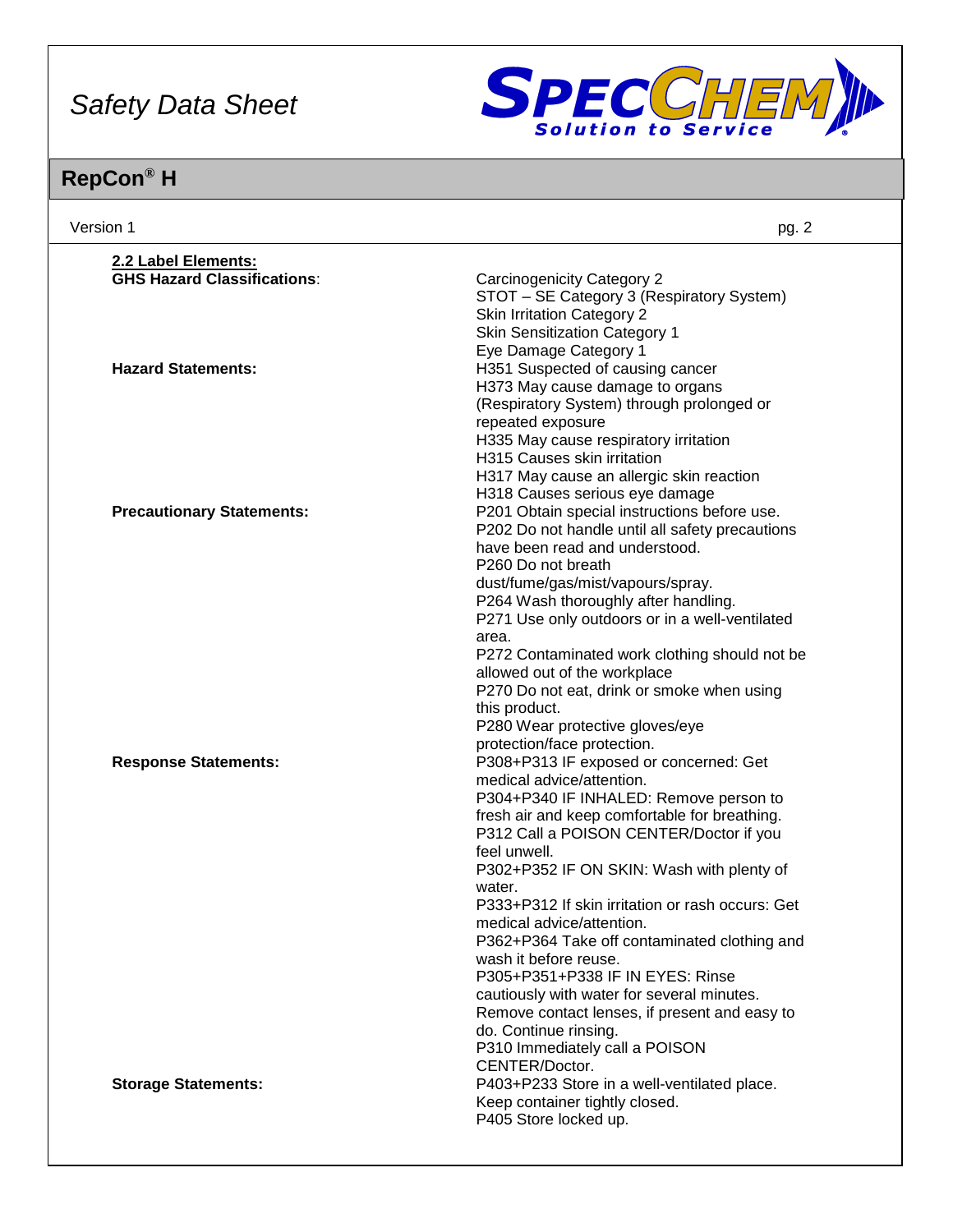#### 2.2 Label Elements:

**GHS Hazard Classifications**:
Carcinogenicity Category 2
STOT – SE Category 3 (Respiratory System)
Skin Irritation Category 2
Skin Sensitization Category 1
Eye Damage Category 1

**Hazard Statements:**
H351 Suspected of causing cancer
H373 May cause damage to organs (Respiratory System) through prolonged or repeated exposure
H335 May cause respiratory irritation
H315 Causes skin irritation
H317 May cause an allergic skin reaction
H318 Causes serious eye damage

**Precautionary Statements:**
P201 Obtain special instructions before use.
P202 Do not handle until all safety precautions have been read and understood.
P260 Do not breath dust/fume/gas/mist/vapours/spray.
P264 Wash thoroughly after handling.
P271 Use only outdoors or in a well-ventilated area.
P272 Contaminated work clothing should not be allowed out of the workplace
P270 Do not eat, drink or smoke when using this product.
P280 Wear protective gloves/eye protection/face protection.

**Response Statements:**
P308+P313 IF exposed or concerned: Get medical advice/attention.
P304+P340 IF INHALED: Remove person to fresh air and keep comfortable for breathing.
P312 Call a POISON CENTER/Doctor if you feel unwell.
P302+P352 IF ON SKIN: Wash with plenty of water.
P333+P312 If skin irritation or rash occurs: Get medical advice/attention.
P362+P364 Take off contaminated clothing and wash it before reuse.
P305+P351+P338 IF IN EYES: Rinse cautiously with water for several minutes. Remove contact lenses, if present and easy to do. Continue rinsing.
P310 Immediately call a POISON CENTER/Doctor.

**Storage Statements:**
P403+P233 Store in a well-ventilated place. Keep container tightly closed.
P405 Store locked up.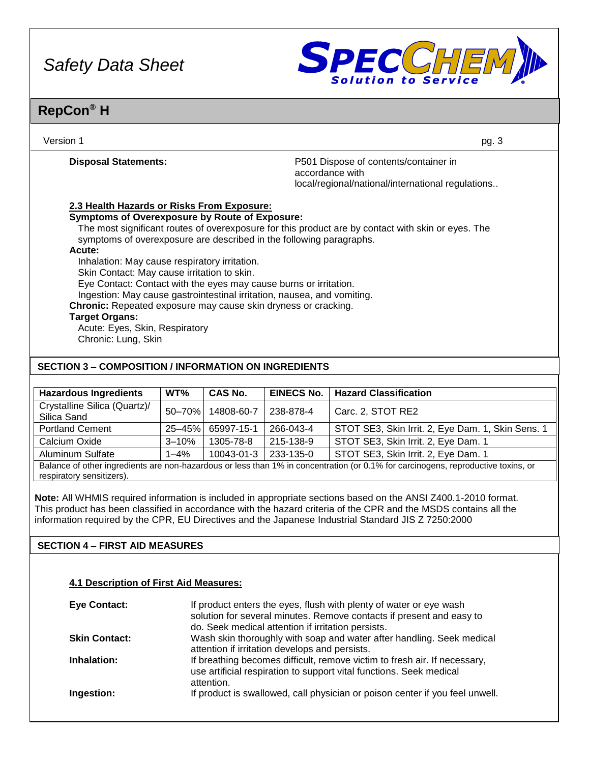**Disposal Statements:** P501 Dispose of contents/container in accordance with local/regional/national/international regulations..

**2.3 Health Hazards or Risks From Exposure:**

**Symptoms of Overexposure by Route of Exposure:**

The most significant routes of overexposure for this product are by contact with skin or eyes. The symptoms of overexposure are described in the following paragraphs.

**Acute:**

Inhalation: May cause respiratory irritation.
Skin Contact: May cause irritation to skin.
Eye Contact: Contact with the eyes may cause burns or irritation.
Ingestion: May cause gastrointestinal irritation, nausea, and vomiting.

**Chronic:** Repeated exposure may cause skin dryness or cracking.

**Target Organs:**

Acute: Eyes, Skin, Respiratory
Chronic: Lung, Skin

## SECTION 3 – COMPOSITION / INFORMATION ON INGREDIENTS

| Hazardous Ingredients | WT% | CAS No. | EINECS No. | Hazard Classification |
|---|---|---|---|---|
| Crystalline Silica (Quartz)/ Silica Sand | 50–70% | 14808-60-7 | 238-878-4 | Carc. 2, STOT RE2 |
| Portland Cement | 25–45% | 65997-15-1 | 266-043-4 | STOT SE3, Skin Irrit. 2, Eye Dam. 1, Skin Sens. 1 |
| Calcium Oxide | 3–10% | 1305-78-8 | 215-138-9 | STOT SE3, Skin Irrit. 2, Eye Dam. 1 |
| Aluminum Sulfate | 1–4% | 10043-01-3 | 233-135-0 | STOT SE3, Skin Irrit. 2, Eye Dam. 1 |
| Balance of other ingredients are non-hazardous or less than 1% in concentration (or 0.1% for carcinogens, reproductive toxins, or respiratory sensitizers). | | | | |

**Note:** All WHMIS required information is included in appropriate sections based on the ANSI Z400.1-2010 format. This product has been classified in accordance with the hazard criteria of the CPR and the MSDS contains all the information required by the CPR, EU Directives and the Japanese Industrial Standard JIS Z 7250:2000

## SECTION 4 – FIRST AID MEASURES

**4.1 Description of First Aid Measures:**

**Eye Contact:** If product enters the eyes, flush with plenty of water or eye wash solution for several minutes. Remove contacts if present and easy to do. Seek medical attention if irritation persists.

**Skin Contact:** Wash skin thoroughly with soap and water after handling. Seek medical attention if irritation develops and persists.

**Inhalation:** If breathing becomes difficult, remove victim to fresh air. If necessary, use artificial respiration to support vital functions. Seek medical attention.

**Ingestion:** If product is swallowed, call physician or poison center if you feel unwell.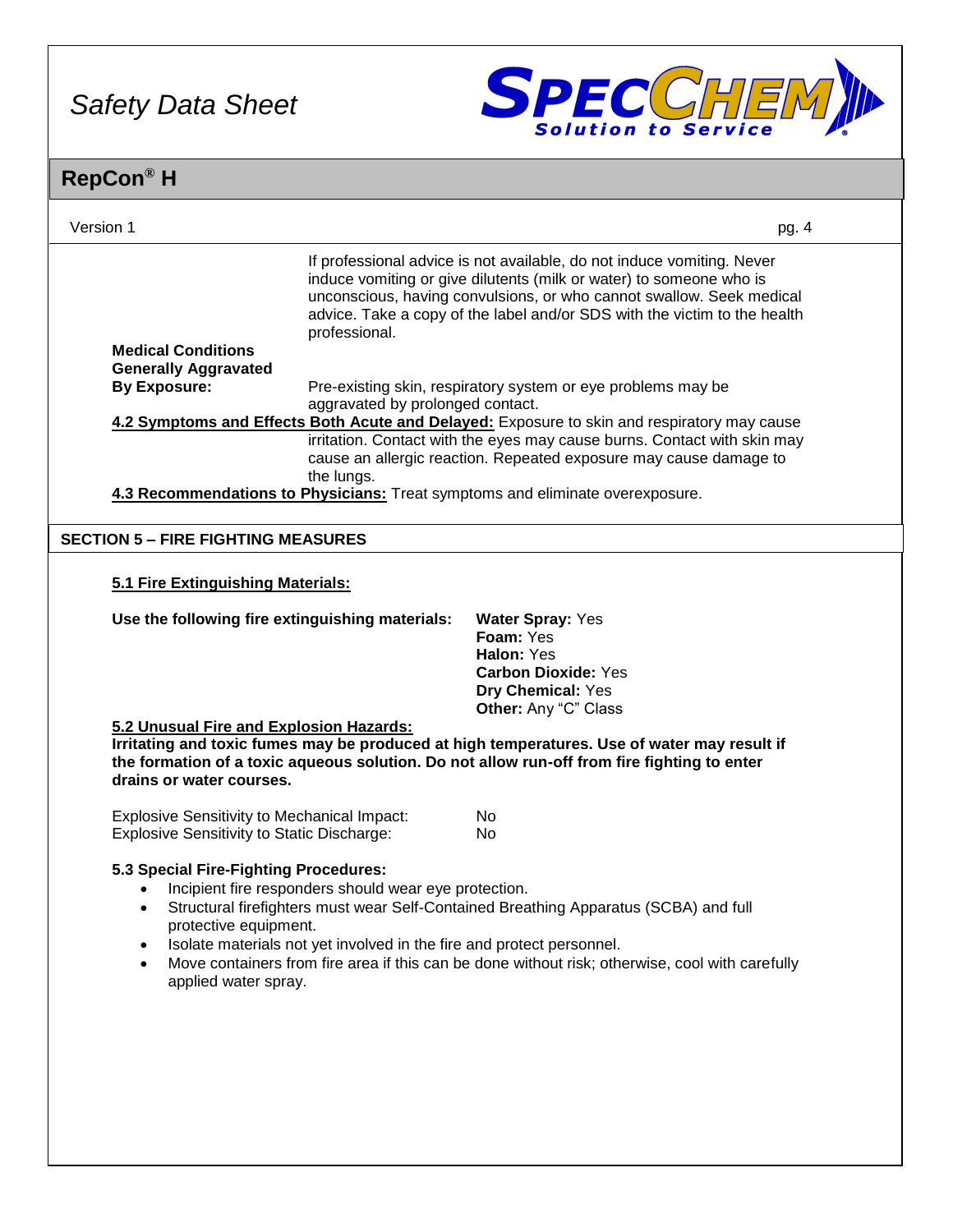If professional advice is not available, do not induce vomiting. Never induce vomiting or give dilutents (milk or water) to someone who is unconscious, having convulsions, or who cannot swallow. Seek medical advice. Take a copy of the label and/or SDS with the victim to the health professional.

**Medical Conditions Generally Aggravated By Exposure:** Pre-existing skin, respiratory system or eye problems may be aggravated by prolonged contact.

**4.2 Symptoms and Effects Both Acute and Delayed:** Exposure to skin and respiratory may cause irritation. Contact with the eyes may cause burns. Contact with skin may cause an allergic reaction. Repeated exposure may cause damage to the lungs.

**4.3 Recommendations to Physicians:** Treat symptoms and eliminate overexposure.

## SECTION 5 – FIRE FIGHTING MEASURES

### 5.1 Fire Extinguishing Materials:

**Use the following fire extinguishing materials:**

**Water Spray:** Yes
**Foam:** Yes
**Halon:** Yes
**Carbon Dioxide:** Yes
**Dry Chemical:** Yes
**Other:** Any "C" Class

### 5.2 Unusual Fire and Explosion Hazards:

**Irritating and toxic fumes may be produced at high temperatures. Use of water may result if the formation of a toxic aqueous solution. Do not allow run-off from fire fighting to enter drains or water courses.**

| | |
|---|---|
| Explosive Sensitivity to Mechanical Impact: | No |
| Explosive Sensitivity to Static Discharge: | No |

### 5.3 Special Fire-Fighting Procedures:

- Incipient fire responders should wear eye protection.
- Structural firefighters must wear Self-Contained Breathing Apparatus (SCBA) and full protective equipment.
- Isolate materials not yet involved in the fire and protect personnel.
- Move containers from fire area if this can be done without risk; otherwise, cool with carefully applied water spray.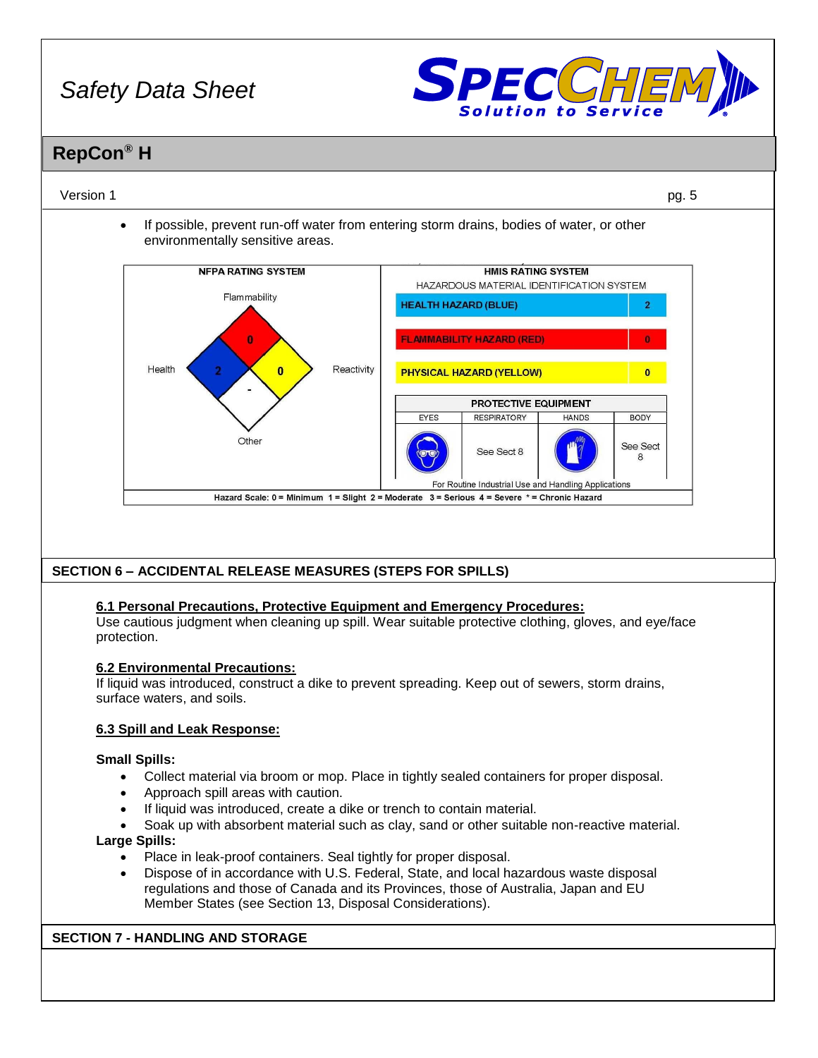- If possible, prevent run-off water from entering storm drains, bodies of water, or other environmentally sensitive areas.

| NFPA RATING SYSTEM | | HMIS RATING SYSTEM | | | |
|---|---|---|---|---|---|
| | | HAZARDOUS MATERIAL IDENTIFICATION SYSTEM | | | |
| Flammability | 0 | HEALTH HAZARD (BLUE) | | | 2 |
| Health | 2 | FLAMMABILITY HAZARD (RED) | | | 0 |
| Reactivity | 0 | PHYSICAL HAZARD (YELLOW) | | | 0 |
| Other | - | PROTECTIVE EQUIPMENT | | | |
| | | EYES | RESPIRATORY | HANDS | BODY |
| | | | See Sect 8 | | See Sect 8 |
| | | For Routine Industrial Use and Handling Applications | | | |

Hazard Scale: 0 = Minimum 1 = Slight 2 = Moderate 3 = Serious 4 = Severe * = Chronic Hazard

## SECTION 6 – ACCIDENTAL RELEASE MEASURES (STEPS FOR SPILLS)

### 6.1 Personal Precautions, Protective Equipment and Emergency Procedures:

Use cautious judgment when cleaning up spill. Wear suitable protective clothing, gloves, and eye/face protection.

### 6.2 Environmental Precautions:

If liquid was introduced, construct a dike to prevent spreading. Keep out of sewers, storm drains, surface waters, and soils.

### 6.3 Spill and Leak Response:

**Small Spills:**

- Collect material via broom or mop. Place in tightly sealed containers for proper disposal.
- Approach spill areas with caution.
- If liquid was introduced, create a dike or trench to contain material.
- Soak up with absorbent material such as clay, sand or other suitable non-reactive material.

**Large Spills:**

- Place in leak-proof containers. Seal tightly for proper disposal.
- Dispose of in accordance with U.S. Federal, State, and local hazardous waste disposal regulations and those of Canada and its Provinces, those of Australia, Japan and EU Member States (see Section 13, Disposal Considerations).

## SECTION 7 - HANDLING AND STORAGE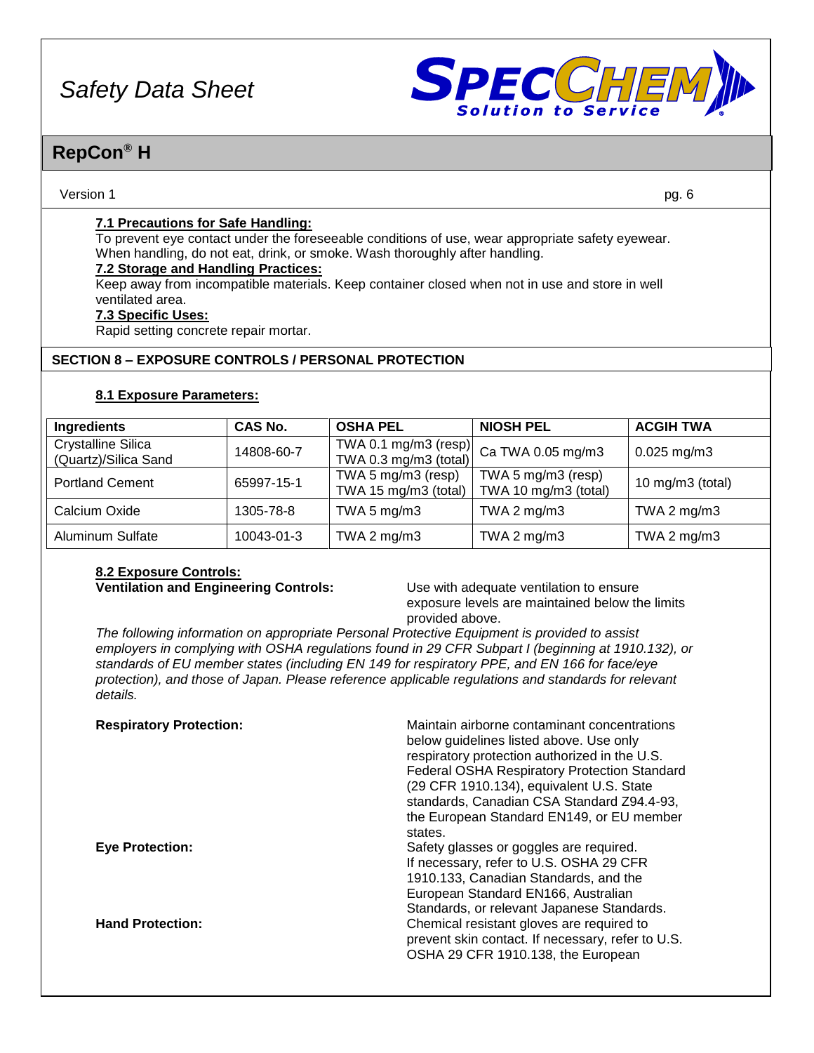#### 7.1 Precautions for Safe Handling:

To prevent eye contact under the foreseeable conditions of use, wear appropriate safety eyewear. When handling, do not eat, drink, or smoke. Wash thoroughly after handling.

#### 7.2 Storage and Handling Practices:

Keep away from incompatible materials. Keep container closed when not in use and store in well ventilated area.

#### 7.3 Specific Uses:

Rapid setting concrete repair mortar.

## SECTION 8 – EXPOSURE CONTROLS / PERSONAL PROTECTION

#### 8.1 Exposure Parameters:

| Ingredients | CAS No. | OSHA PEL | NIOSH PEL | ACGIH TWA |
|---|---|---|---|---|
| Crystalline Silica (Quartz)/Silica Sand | 14808-60-7 | TWA 0.1 mg/m3 (resp) TWA 0.3 mg/m3 (total) | Ca TWA 0.05 mg/m3 | 0.025 mg/m3 |
| Portland Cement | 65997-15-1 | TWA 5 mg/m3 (resp) TWA 15 mg/m3 (total) | TWA 5 mg/m3 (resp) TWA 10 mg/m3 (total) | 10 mg/m3 (total) |
| Calcium Oxide | 1305-78-8 | TWA 5 mg/m3 | TWA 2 mg/m3 | TWA 2 mg/m3 |
| Aluminum Sulfate | 10043-01-3 | TWA 2 mg/m3 | TWA 2 mg/m3 | TWA 2 mg/m3 |

#### 8.2 Exposure Controls:

**Ventilation and Engineering Controls:** Use with adequate ventilation to ensure exposure levels are maintained below the limits provided above.

*The following information on appropriate Personal Protective Equipment is provided to assist employers in complying with OSHA regulations found in 29 CFR Subpart I (beginning at 1910.132), or standards of EU member states (including EN 149 for respiratory PPE, and EN 166 for face/eye protection), and those of Japan. Please reference applicable regulations and standards for relevant details.*

**Respiratory Protection:** Maintain airborne contaminant concentrations below guidelines listed above. Use only respiratory protection authorized in the U.S. Federal OSHA Respiratory Protection Standard (29 CFR 1910.134), equivalent U.S. State standards, Canadian CSA Standard Z94.4-93, the European Standard EN149, or EU member states.

**Eye Protection:** Safety glasses or goggles are required. If necessary, refer to U.S. OSHA 29 CFR 1910.133, Canadian Standards, and the European Standard EN166, Australian Standards, or relevant Japanese Standards.

**Hand Protection:** Chemical resistant gloves are required to prevent skin contact. If necessary, refer to U.S. OSHA 29 CFR 1910.138, the European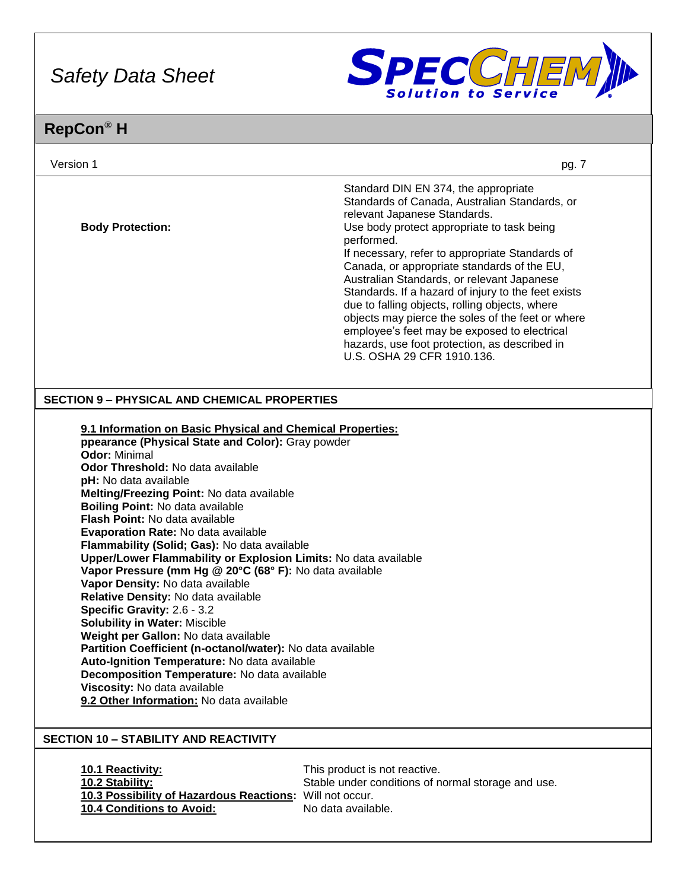| | |
|---|---|
| | Standard DIN EN 374, the appropriate Standards of Canada, Australian Standards, or relevant Japanese Standards. |
| **Body Protection:** | Use body protect appropriate to task being performed. If necessary, refer to appropriate Standards of Canada, or appropriate standards of the EU, Australian Standards, or relevant Japanese Standards. If a hazard of injury to the feet exists due to falling objects, rolling objects, where objects may pierce the soles of the feet or where employee's feet may be exposed to electrical hazards, use foot protection, as described in U.S. OSHA 29 CFR 1910.136. |

## SECTION 9 – PHYSICAL AND CHEMICAL PROPERTIES

**9.1 Information on Basic Physical and Chemical Properties:**
**ppearance (Physical State and Color):** Gray powder
**Odor:** Minimal
**Odor Threshold:** No data available
**pH:** No data available
**Melting/Freezing Point:** No data available
**Boiling Point:** No data available
**Flash Point:** No data available
**Evaporation Rate:** No data available
**Flammability (Solid; Gas):** No data available
**Upper/Lower Flammability or Explosion Limits:** No data available
**Vapor Pressure (mm Hg @ 20°C (68° F):** No data available
**Vapor Density:** No data available
**Relative Density:** No data available
**Specific Gravity:** 2.6 - 3.2
**Solubility in Water:** Miscible
**Weight per Gallon:** No data available
**Partition Coefficient (n-octanol/water):** No data available
**Auto-Ignition Temperature:** No data available
**Decomposition Temperature:** No data available
**Viscosity:** No data available
**9.2 Other Information:** No data available

## SECTION 10 – STABILITY AND REACTIVITY

| | |
|---|---|
| **10.1 Reactivity:** | This product is not reactive. |
| **10.2 Stability:** | Stable under conditions of normal storage and use. |
| **10.3 Possibility of Hazardous Reactions:** | Will not occur. |
| **10.4 Conditions to Avoid:** | No data available. |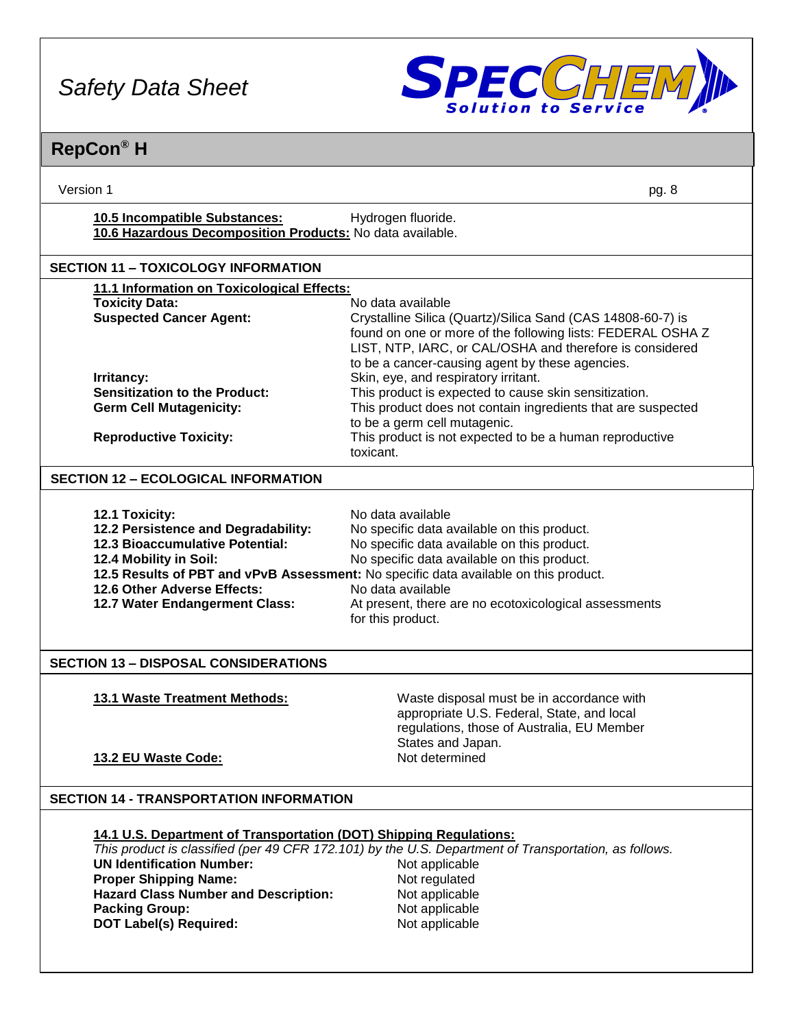**10.5 Incompatible Substances:** Hydrogen fluoride.
**10.6 Hazardous Decomposition Products:** No data available.

## SECTION 11 – TOXICOLOGY INFORMATION

**11.1 Information on Toxicological Effects:**

**Toxicity Data:** No data available

**Suspected Cancer Agent:** Crystalline Silica (Quartz)/Silica Sand (CAS 14808-60-7) is found on one or more of the following lists: FEDERAL OSHA Z LIST, NTP, IARC, or CAL/OSHA and therefore is considered to be a cancer-causing agent by these agencies.

**Irritancy:** Skin, eye, and respiratory irritant.

**Sensitization to the Product:** This product is expected to cause skin sensitization.

**Germ Cell Mutagenicity:** This product does not contain ingredients that are suspected to be a germ cell mutagenic.

**Reproductive Toxicity:** This product is not expected to be a human reproductive toxicant.

## SECTION 12 – ECOLOGICAL INFORMATION

**12.1 Toxicity:** No data available

**12.2 Persistence and Degradability:** No specific data available on this product.

**12.3 Bioaccumulative Potential:** No specific data available on this product.

**12.4 Mobility in Soil:** No specific data available on this product.

**12.5 Results of PBT and vPvB Assessment:** No specific data available on this product.

**12.6 Other Adverse Effects:** No data available

**12.7 Water Endangerment Class:** At present, there are no ecotoxicological assessments for this product.

## SECTION 13 – DISPOSAL CONSIDERATIONS

**13.1 Waste Treatment Methods:** Waste disposal must be in accordance with appropriate U.S. Federal, State, and local regulations, those of Australia, EU Member States and Japan.

**13.2 EU Waste Code:** Not determined

## SECTION 14 - TRANSPORTATION INFORMATION

**14.1 U.S. Department of Transportation (DOT) Shipping Regulations:**

*This product is classified (per 49 CFR 172.101) by the U.S. Department of Transportation, as follows.*

**UN Identification Number:** Not applicable

**Proper Shipping Name:** Not regulated

**Hazard Class Number and Description:** Not applicable

**Packing Group:** Not applicable

**DOT Label(s) Required:** Not applicable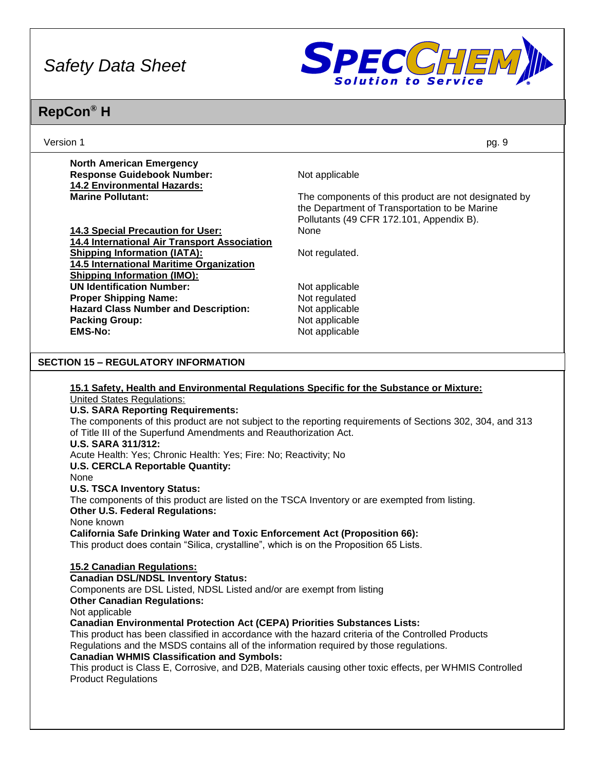| | |
|---|---|
| **North American Emergency Response Guidebook Number:** | Not applicable |
| **14.2 Environmental Hazards:** | |
| **Marine Pollutant:** | The components of this product are not designated by the Department of Transportation to be Marine Pollutants (49 CFR 172.101, Appendix B). |
| **14.3 Special Precaution for User:** | None |
| **14.4 International Air Transport Association Shipping Information (IATA):** | Not regulated. |
| **14.5 International Maritime Organization Shipping Information (IMO):** | |
| **UN Identification Number:** | Not applicable |
| **Proper Shipping Name:** | Not regulated |
| **Hazard Class Number and Description:** | Not applicable |
| **Packing Group:** | Not applicable |
| **EMS-No:** | Not applicable |

## SECTION 15 – REGULATORY INFORMATION

**15.1 Safety, Health and Environmental Regulations Specific for the Substance or Mixture:**

United States Regulations:

**U.S. SARA Reporting Requirements:**

The components of this product are not subject to the reporting requirements of Sections 302, 304, and 313 of Title III of the Superfund Amendments and Reauthorization Act.

**U.S. SARA 311/312:**

Acute Health: Yes; Chronic Health: Yes; Fire: No; Reactivity; No

**U.S. CERCLA Reportable Quantity:**

None

**U.S. TSCA Inventory Status:**

The components of this product are listed on the TSCA Inventory or are exempted from listing.

**Other U.S. Federal Regulations:**

None known

**California Safe Drinking Water and Toxic Enforcement Act (Proposition 66):**

This product does contain "Silica, crystalline", which is on the Proposition 65 Lists.

**15.2 Canadian Regulations:**

**Canadian DSL/NDSL Inventory Status:**

Components are DSL Listed, NDSL Listed and/or are exempt from listing

**Other Canadian Regulations:**

Not applicable

**Canadian Environmental Protection Act (CEPA) Priorities Substances Lists:**

This product has been classified in accordance with the hazard criteria of the Controlled Products Regulations and the MSDS contains all of the information required by those regulations.

**Canadian WHMIS Classification and Symbols:**

This product is Class E, Corrosive, and D2B, Materials causing other toxic effects, per WHMIS Controlled Product Regulations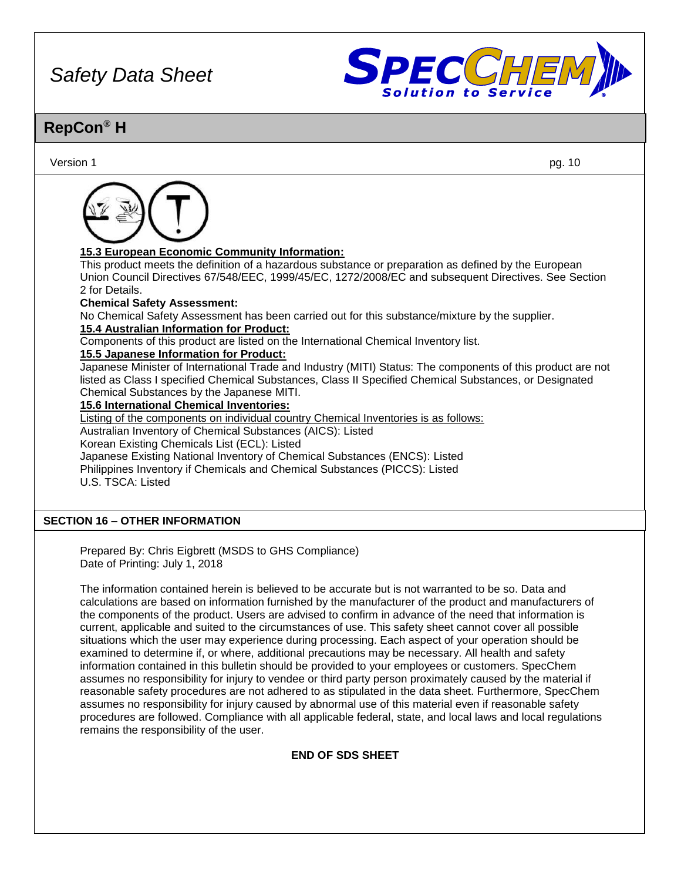**15.3 European Economic Community Information:**

This product meets the definition of a hazardous substance or preparation as defined by the European Union Council Directives 67/548/EEC, 1999/45/EC, 1272/2008/EC and subsequent Directives. See Section 2 for Details.

**Chemical Safety Assessment:**

No Chemical Safety Assessment has been carried out for this substance/mixture by the supplier.

**15.4 Australian Information for Product:**

Components of this product are listed on the International Chemical Inventory list.

**15.5 Japanese Information for Product:**

Japanese Minister of International Trade and Industry (MITI) Status: The components of this product are not listed as Class I specified Chemical Substances, Class II Specified Chemical Substances, or Designated Chemical Substances by the Japanese MITI.

**15.6 International Chemical Inventories:**

Listing of the components on individual country Chemical Inventories is as follows:

Australian Inventory of Chemical Substances (AICS): Listed
Korean Existing Chemicals List (ECL): Listed
Japanese Existing National Inventory of Chemical Substances (ENCS): Listed
Philippines Inventory if Chemicals and Chemical Substances (PICCS): Listed
U.S. TSCA: Listed

## SECTION 16 – OTHER INFORMATION

Prepared By: Chris Eigbrett (MSDS to GHS Compliance)
Date of Printing: July 1, 2018

The information contained herein is believed to be accurate but is not warranted to be so. Data and calculations are based on information furnished by the manufacturer of the product and manufacturers of the components of the product. Users are advised to confirm in advance of the need that information is current, applicable and suited to the circumstances of use. This safety sheet cannot cover all possible situations which the user may experience during processing. Each aspect of your operation should be examined to determine if, or where, additional precautions may be necessary. All health and safety information contained in this bulletin should be provided to your employees or customers. SpecChem assumes no responsibility for injury to vendee or third party person proximately caused by the material if reasonable safety procedures are not adhered to as stipulated in the data sheet. Furthermore, SpecChem assumes no responsibility for injury caused by abnormal use of this material even if reasonable safety procedures are followed. Compliance with all applicable federal, state, and local laws and local regulations remains the responsibility of the user.

**END OF SDS SHEET**